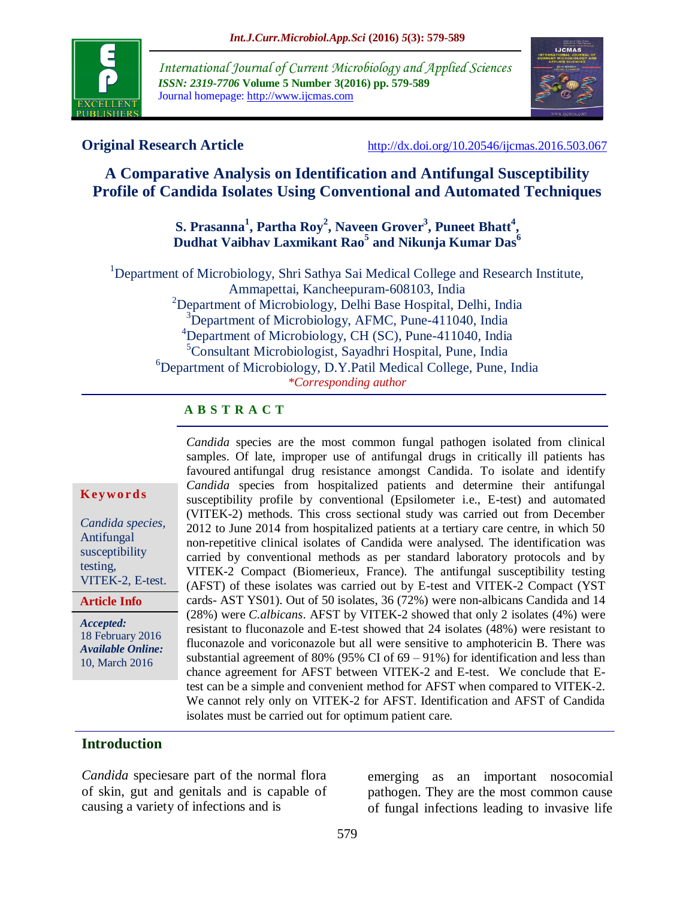International Journal of Current Microbiology and Applied Sciences
*ISSN: 2319-7706* **Volume 5 Number 3(2016) pp. 579-589**
Journal homepage: http://www.ijcmas.com

**Original Research Article** http://dx.doi.org/10.20546/ijcmas.2016.503.067

# A Comparative Analysis on Identification and Antifungal Susceptibility Profile of Candida Isolates Using Conventional and Automated Techniques

**S. Prasanna[1], Partha Roy[2], Naveen Grover[3], Puneet Bhatt[4], Dudhat Vaibhav Laxmikant Rao[5] and Nikunja Kumar Das[6]**

[1]Department of Microbiology, Shri Sathya Sai Medical College and Research Institute, Ammapettai, Kancheepuram-608103, India
[2]Department of Microbiology, Delhi Base Hospital, Delhi, India
[3]Department of Microbiology, AFMC, Pune-411040, India
[4]Department of Microbiology, CH (SC), Pune-411040, India
[5]Consultant Microbiologist, Sayadhri Hospital, Pune, India
[6]Department of Microbiology, D.Y.Patil Medical College, Pune, India
*\*Corresponding author*

## ABSTRACT

*Candida* species are the most common fungal pathogen isolated from clinical samples. Of late, improper use of antifungal drugs in critically ill patients has favoured antifungal drug resistance amongst Candida. To isolate and identify *Candida* species from hospitalized patients and determine their antifungal susceptibility profile by conventional (Epsilometer i.e., E-test) and automated (VITEK-2) methods. This cross sectional study was carried out from December 2012 to June 2014 from hospitalized patients at a tertiary care centre, in which 50 non-repetitive clinical isolates of Candida were analysed. The identification was carried by conventional methods as per standard laboratory protocols and by VITEK-2 Compact (Biomerieux, France). The antifungal susceptibility testing (AFST) of these isolates was carried out by E-test and VITEK-2 Compact (YST cards- AST YS01). Out of 50 isolates, 36 (72%) were non-albicans Candida and 14 (28%) were *C.albicans*. AFST by VITEK-2 showed that only 2 isolates (4%) were resistant to fluconazole and E-test showed that 24 isolates (48%) were resistant to fluconazole and voriconazole but all were sensitive to amphotericin B. There was substantial agreement of 80% (95% CI of 69 – 91%) for identification and less than chance agreement for AFST between VITEK-2 and E-test. We conclude that E-test can be a simple and convenient method for AFST when compared to VITEK-2. We cannot rely only on VITEK-2 for AFST. Identification and AFST of Candida isolates must be carried out for optimum patient care.

**Keywords**

*Candida species*, Antifungal susceptibility testing, VITEK-2, E-test.

**Article Info**

***Accepted:*** 18 February 2016
***Available Online:*** 10, March 2016

## Introduction

*Candida* speciesare part of the normal flora of skin, gut and genitals and is capable of causing a variety of infections and is emerging as an important nosocomial pathogen. They are the most common cause of fungal infections leading to invasive life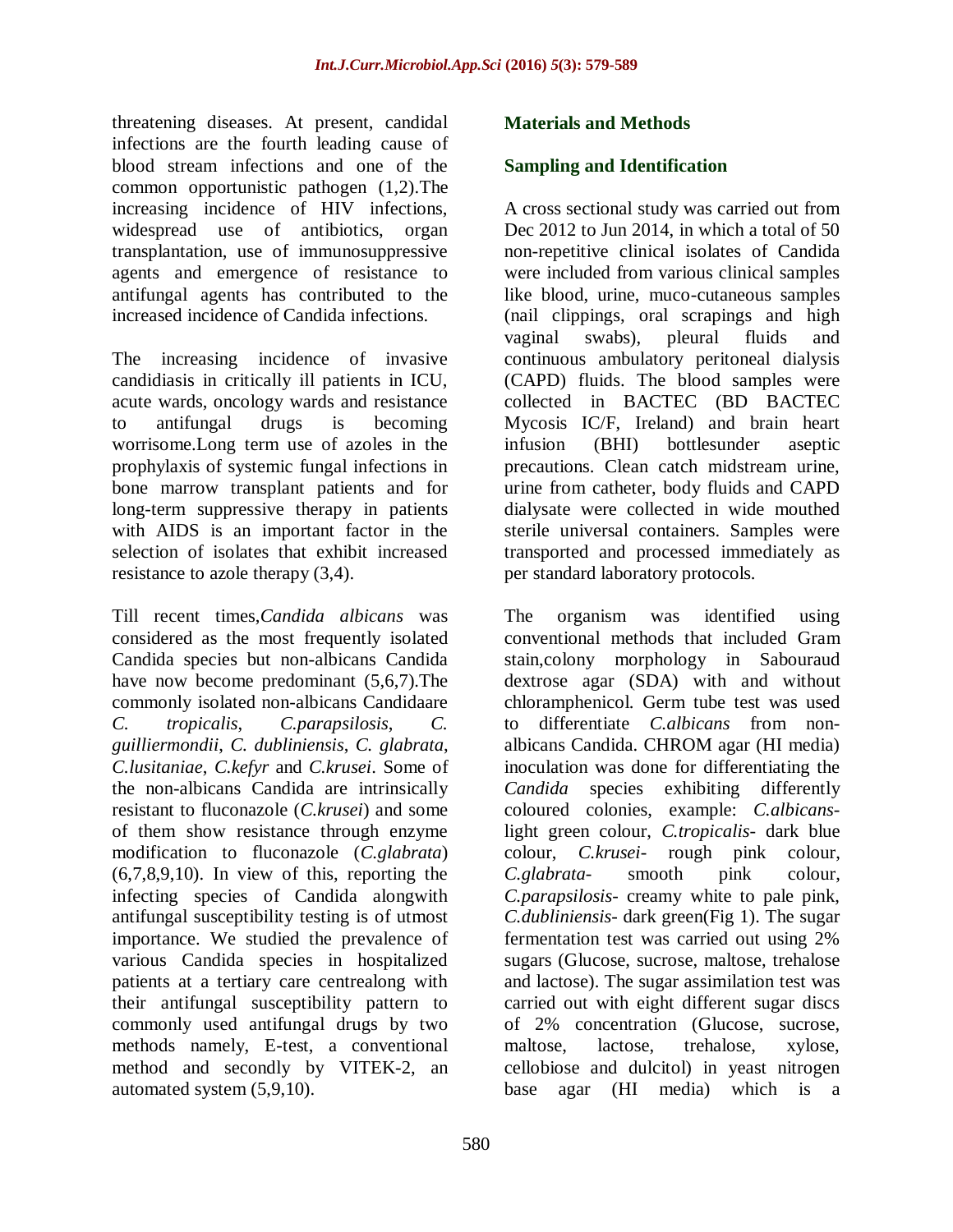threatening diseases. At present, candidal infections are the fourth leading cause of blood stream infections and one of the common opportunistic pathogen (1,2).The increasing incidence of HIV infections, widespread use of antibiotics, organ transplantation, use of immunosuppressive agents and emergence of resistance to antifungal agents has contributed to the increased incidence of Candida infections.

The increasing incidence of invasive candidiasis in critically ill patients in ICU, acute wards, oncology wards and resistance to antifungal drugs is becoming worrisome.Long term use of azoles in the prophylaxis of systemic fungal infections in bone marrow transplant patients and for long-term suppressive therapy in patients with AIDS is an important factor in the selection of isolates that exhibit increased resistance to azole therapy (3,4).

Till recent times,*Candida albicans* was considered as the most frequently isolated Candida species but non-albicans Candida have now become predominant (5,6,7).The commonly isolated non-albicans Candidaare *C. tropicalis*, *C.parapsilosis*, *C. guilliermondii*, *C. dubliniensis*, *C. glabrata*, *C.lusitaniae*, *C.kefyr* and *C.krusei*. Some of the non-albicans Candida are intrinsically resistant to fluconazole (*C.krusei*) and some of them show resistance through enzyme modification to fluconazole (*C.glabrata*) (6,7,8,9,10). In view of this, reporting the infecting species of Candida alongwith antifungal susceptibility testing is of utmost importance. We studied the prevalence of various Candida species in hospitalized patients at a tertiary care centrealong with their antifungal susceptibility pattern to commonly used antifungal drugs by two methods namely, E-test, a conventional method and secondly by VITEK-2, an automated system (5,9,10).

## Materials and Methods

### Sampling and Identification

A cross sectional study was carried out from Dec 2012 to Jun 2014, in which a total of 50 non-repetitive clinical isolates of Candida were included from various clinical samples like blood, urine, muco-cutaneous samples (nail clippings, oral scrapings and high vaginal swabs), pleural fluids and continuous ambulatory peritoneal dialysis (CAPD) fluids. The blood samples were collected in BACTEC (BD BACTEC Mycosis IC/F, Ireland) and brain heart infusion (BHI) bottlesunder aseptic precautions. Clean catch midstream urine, urine from catheter, body fluids and CAPD dialysate were collected in wide mouthed sterile universal containers. Samples were transported and processed immediately as per standard laboratory protocols.

The organism was identified using conventional methods that included Gram stain,colony morphology in Sabouraud dextrose agar (SDA) with and without chloramphenicol. Germ tube test was used to differentiate *C.albicans* from non-albicans Candida. CHROM agar (HI media) inoculation was done for differentiating the *Candida* species exhibiting differently coloured colonies, example: *C.albicans*- light green colour, *C.tropicalis*- dark blue colour, *C.krusei*- rough pink colour, *C.glabrata*- smooth pink colour, *C.parapsilosis*- creamy white to pale pink, *C.dubliniensis*- dark green(Fig 1). The sugar fermentation test was carried out using 2% sugars (Glucose, sucrose, maltose, trehalose and lactose). The sugar assimilation test was carried out with eight different sugar discs of 2% concentration (Glucose, sucrose, maltose, lactose, trehalose, xylose, cellobiose and dulcitol) in yeast nitrogen base agar (HI media) which is a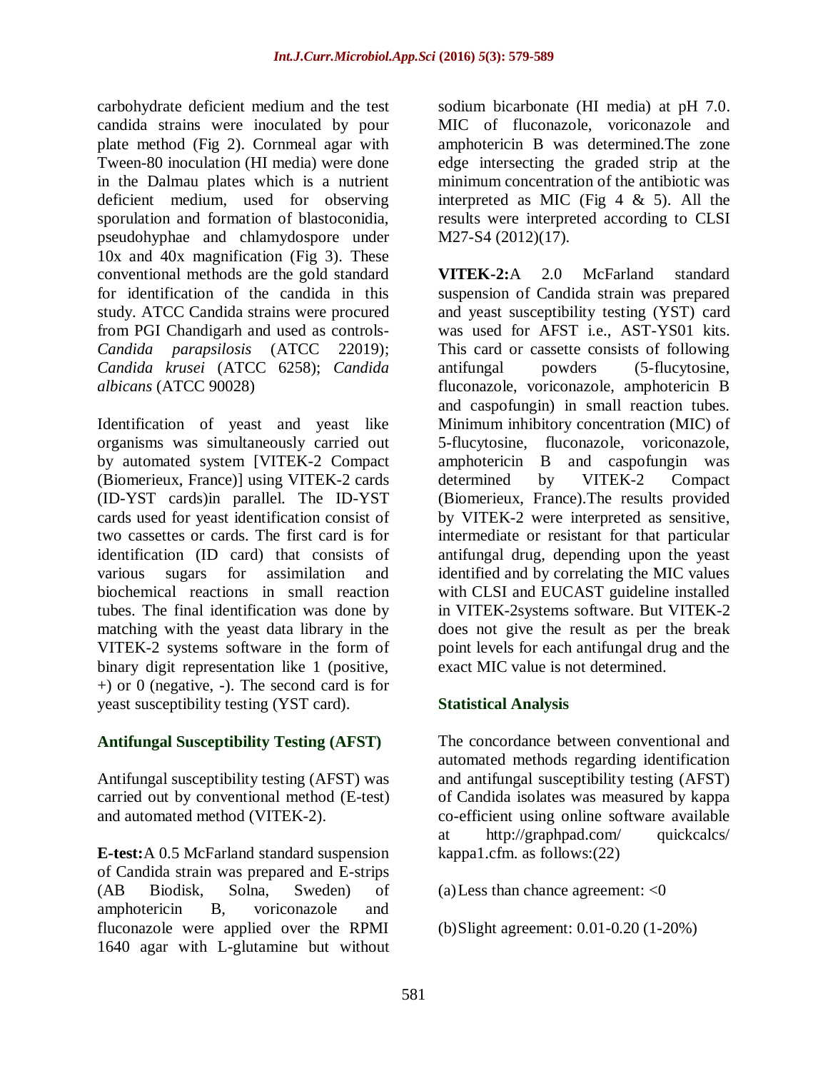carbohydrate deficient medium and the test candida strains were inoculated by pour plate method (Fig 2). Cornmeal agar with Tween-80 inoculation (HI media) were done in the Dalmau plates which is a nutrient deficient medium, used for observing sporulation and formation of blastoconidia, pseudohyphae and chlamydospore under 10x and 40x magnification (Fig 3). These conventional methods are the gold standard for identification of the candida in this study. ATCC Candida strains were procured from PGI Chandigarh and used as controls-*Candida parapsilosis* (ATCC 22019); *Candida krusei* (ATCC 6258); *Candida albicans* (ATCC 90028)

Identification of yeast and yeast like organisms was simultaneously carried out by automated system [VITEK-2 Compact (Biomerieux, France)] using VITEK-2 cards (ID-YST cards)in parallel. The ID-YST cards used for yeast identification consist of two cassettes or cards. The first card is for identification (ID card) that consists of various sugars for assimilation and biochemical reactions in small reaction tubes. The final identification was done by matching with the yeast data library in the VITEK-2 systems software in the form of binary digit representation like 1 (positive, +) or 0 (negative, -). The second card is for yeast susceptibility testing (YST card).

## Antifungal Susceptibility Testing (AFST)

Antifungal susceptibility testing (AFST) was carried out by conventional method (E-test) and automated method (VITEK-2).

**E-test:**A 0.5 McFarland standard suspension of Candida strain was prepared and E-strips (AB Biodisk, Solna, Sweden) of amphotericin B, voriconazole and fluconazole were applied over the RPMI 1640 agar with L-glutamine but without sodium bicarbonate (HI media) at pH 7.0. MIC of fluconazole, voriconazole and amphotericin B was determined.The zone edge intersecting the graded strip at the minimum concentration of the antibiotic was interpreted as MIC (Fig 4 & 5). All the results were interpreted according to CLSI M27-S4 (2012)(17).

**VITEK-2:**A 2.0 McFarland standard suspension of Candida strain was prepared and yeast susceptibility testing (YST) card was used for AFST i.e., AST-YS01 kits. This card or cassette consists of following antifungal powders (5-flucytosine, fluconazole, voriconazole, amphotericin B and caspofungin) in small reaction tubes. Minimum inhibitory concentration (MIC) of 5-flucytosine, fluconazole, voriconazole, amphotericin B and caspofungin was determined by VITEK-2 Compact (Biomerieux, France).The results provided by VITEK-2 were interpreted as sensitive, intermediate or resistant for that particular antifungal drug, depending upon the yeast identified and by correlating the MIC values with CLSI and EUCAST guideline installed in VITEK-2systems software. But VITEK-2 does not give the result as per the break point levels for each antifungal drug and the exact MIC value is not determined.

## Statistical Analysis

The concordance between conventional and automated methods regarding identification and antifungal susceptibility testing (AFST) of Candida isolates was measured by kappa co-efficient using online software available at http://graphpad.com/ quickcalcs/ kappa1.cfm. as follows:(22)

(a) Less than chance agreement: <0

(b) Slight agreement: 0.01-0.20 (1-20%)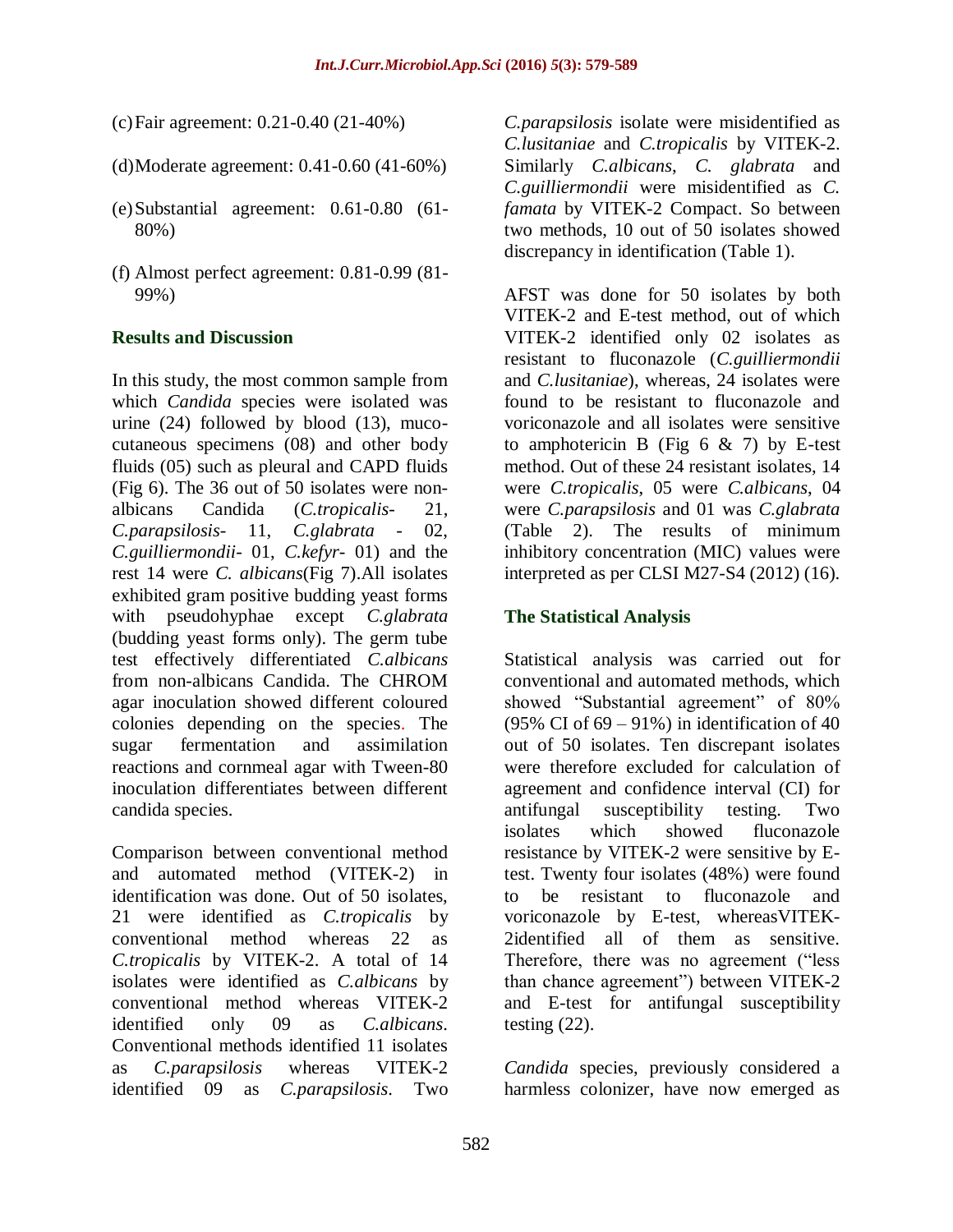(c) Fair agreement: 0.21-0.40 (21-40%)

(d) Moderate agreement: 0.41-0.60 (41-60%)

(e) Substantial agreement: 0.61-0.80 (61-80%)

(f) Almost perfect agreement: 0.81-0.99 (81-99%)

## Results and Discussion

In this study, the most common sample from which *Candida* species were isolated was urine (24) followed by blood (13), muco-cutaneous specimens (08) and other body fluids (05) such as pleural and CAPD fluids (Fig 6). The 36 out of 50 isolates were non-albicans Candida (*C.tropicalis*- 21, *C.parapsilosis*- 11, *C.glabrata* - 02, *C.guilliermondii*- 01, *C.kefyr*- 01) and the rest 14 were *C. albicans*(Fig 7).All isolates exhibited gram positive budding yeast forms with pseudohyphae except *C.glabrata* (budding yeast forms only). The germ tube test effectively differentiated *C.albicans* from non-albicans Candida. The CHROM agar inoculation showed different coloured colonies depending on the species. The sugar fermentation and assimilation reactions and cornmeal agar with Tween-80 inoculation differentiates between different candida species.

Comparison between conventional method and automated method (VITEK-2) in identification was done. Out of 50 isolates, 21 were identified as *C.tropicalis* by conventional method whereas 22 as *C.tropicalis* by VITEK-2. A total of 14 isolates were identified as *C.albicans* by conventional method whereas VITEK-2 identified only 09 as *C.albicans*. Conventional methods identified 11 isolates as *C.parapsilosis* whereas VITEK-2 identified 09 as *C.parapsilosis*. Two *C.parapsilosis* isolate were misidentified as *C.lusitaniae* and *C.tropicalis* by VITEK-2. Similarly *C.albicans*, *C. glabrata* and *C.guilliermondii* were misidentified as *C. famata* by VITEK-2 Compact. So between two methods, 10 out of 50 isolates showed discrepancy in identification (Table 1).

AFST was done for 50 isolates by both VITEK-2 and E-test method, out of which VITEK-2 identified only 02 isolates as resistant to fluconazole (*C.guilliermondii* and *C.lusitaniae*), whereas, 24 isolates were found to be resistant to fluconazole and voriconazole and all isolates were sensitive to amphotericin B (Fig 6 & 7) by E-test method. Out of these 24 resistant isolates, 14 were *C.tropicalis*, 05 were *C.albicans*, 04 were *C.parapsilosis* and 01 was *C.glabrata* (Table 2). The results of minimum inhibitory concentration (MIC) values were interpreted as per CLSI M27-S4 (2012) (16).

## The Statistical Analysis

Statistical analysis was carried out for conventional and automated methods, which showed "Substantial agreement" of 80% (95% CI of 69 – 91%) in identification of 40 out of 50 isolates. Ten discrepant isolates were therefore excluded for calculation of agreement and confidence interval (CI) for antifungal susceptibility testing. Two isolates which showed fluconazole resistance by VITEK-2 were sensitive by E-test. Twenty four isolates (48%) were found to be resistant to fluconazole and voriconazole by E-test, whereasVITEK-2identified all of them as sensitive. Therefore, there was no agreement ("less than chance agreement") between VITEK-2 and E-test for antifungal susceptibility testing (22).

*Candida* species, previously considered a harmless colonizer, have now emerged as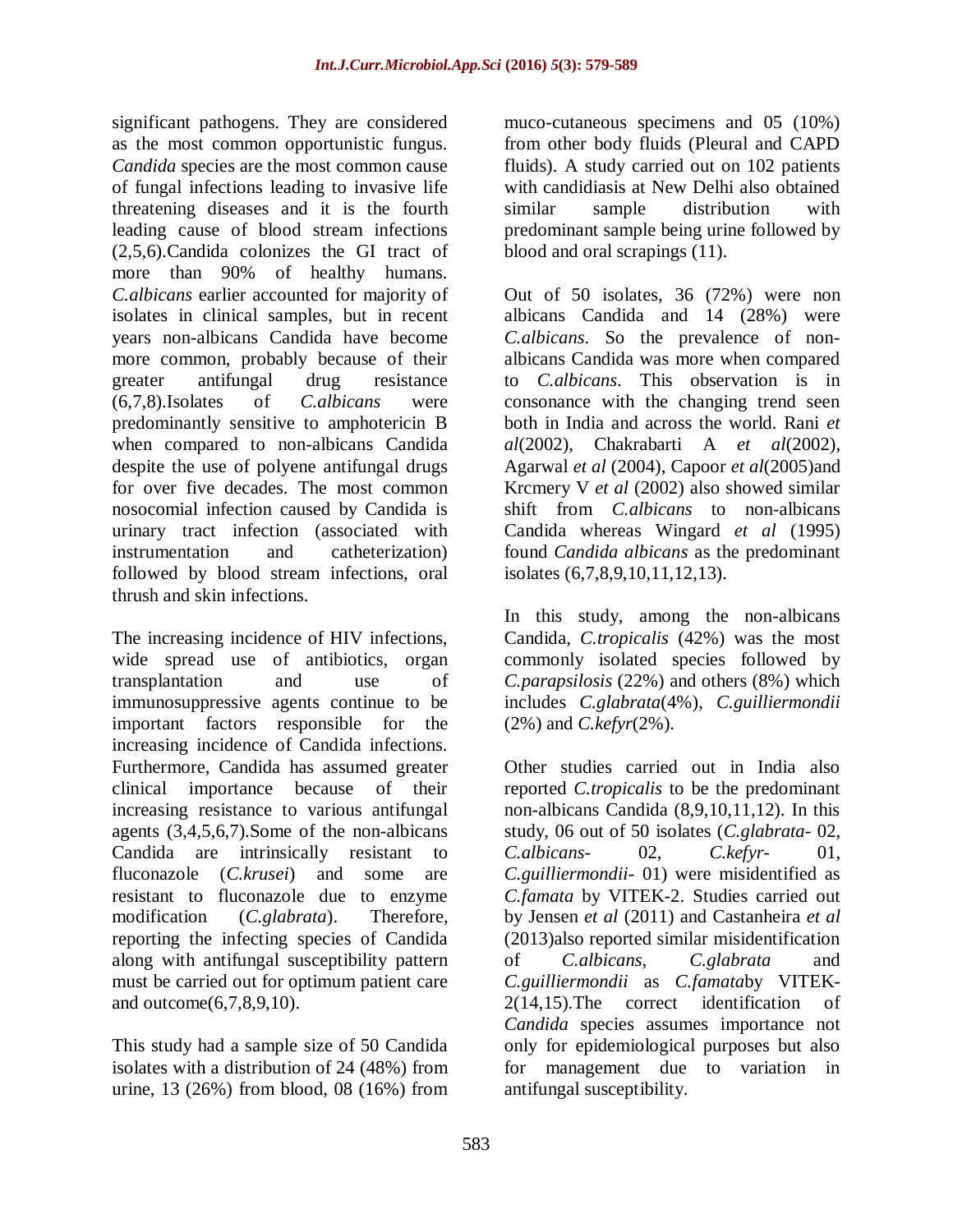significant pathogens. They are considered as the most common opportunistic fungus. *Candida* species are the most common cause of fungal infections leading to invasive life threatening diseases and it is the fourth leading cause of blood stream infections (2,5,6).Candida colonizes the GI tract of more than 90% of healthy humans. *C.albicans* earlier accounted for majority of isolates in clinical samples, but in recent years non-albicans Candida have become more common, probably because of their greater antifungal drug resistance (6,7,8).Isolates of *C.albicans* were predominantly sensitive to amphotericin B when compared to non-albicans Candida despite the use of polyene antifungal drugs for over five decades. The most common nosocomial infection caused by Candida is urinary tract infection (associated with instrumentation and catheterization) followed by blood stream infections, oral thrush and skin infections.

The increasing incidence of HIV infections, wide spread use of antibiotics, organ transplantation and use of immunosuppressive agents continue to be important factors responsible for the increasing incidence of Candida infections. Furthermore, Candida has assumed greater clinical importance because of their increasing resistance to various antifungal agents (3,4,5,6,7).Some of the non-albicans Candida are intrinsically resistant to fluconazole (*C.krusei*) and some are resistant to fluconazole due to enzyme modification (*C.glabrata*). Therefore, reporting the infecting species of Candida along with antifungal susceptibility pattern must be carried out for optimum patient care and outcome(6,7,8,9,10).

This study had a sample size of 50 Candida isolates with a distribution of 24 (48%) from urine, 13 (26%) from blood, 08 (16%) from muco-cutaneous specimens and 05 (10%) from other body fluids (Pleural and CAPD fluids). A study carried out on 102 patients with candidiasis at New Delhi also obtained similar sample distribution with predominant sample being urine followed by blood and oral scrapings (11).

Out of 50 isolates, 36 (72%) were non albicans Candida and 14 (28%) were *C.albicans*. So the prevalence of non-albicans Candida was more when compared to *C.albicans*. This observation is in consonance with the changing trend seen both in India and across the world. Rani *et al*(2002), Chakrabarti A *et al*(2002), Agarwal *et al* (2004), Capoor *et al*(2005)and Krcmery V *et al* (2002) also showed similar shift from *C.albicans* to non-albicans Candida whereas Wingard *et al* (1995) found *Candida albicans* as the predominant isolates (6,7,8,9,10,11,12,13).

In this study, among the non-albicans Candida, *C.tropicalis* (42%) was the most commonly isolated species followed by *C.parapsilosis* (22%) and others (8%) which includes *C.glabrata*(4%), *C.guilliermondii* (2%) and *C.kefyr*(2%).

Other studies carried out in India also reported *C.tropicalis* to be the predominant non-albicans Candida (8,9,10,11,12). In this study, 06 out of 50 isolates (*C.glabrata*- 02, *C.albicans*- 02, *C.kefyr*- 01, *C.guilliermondii*- 01) were misidentified as *C.famata* by VITEK-2. Studies carried out by Jensen *et al* (2011) and Castanheira *et al* (2013)also reported similar misidentification of *C.albicans*, *C.glabrata* and *C.guilliermondii* as *C.famata*by VITEK-2(14,15).The correct identification of *Candida* species assumes importance not only for epidemiological purposes but also for management due to variation in antifungal susceptibility.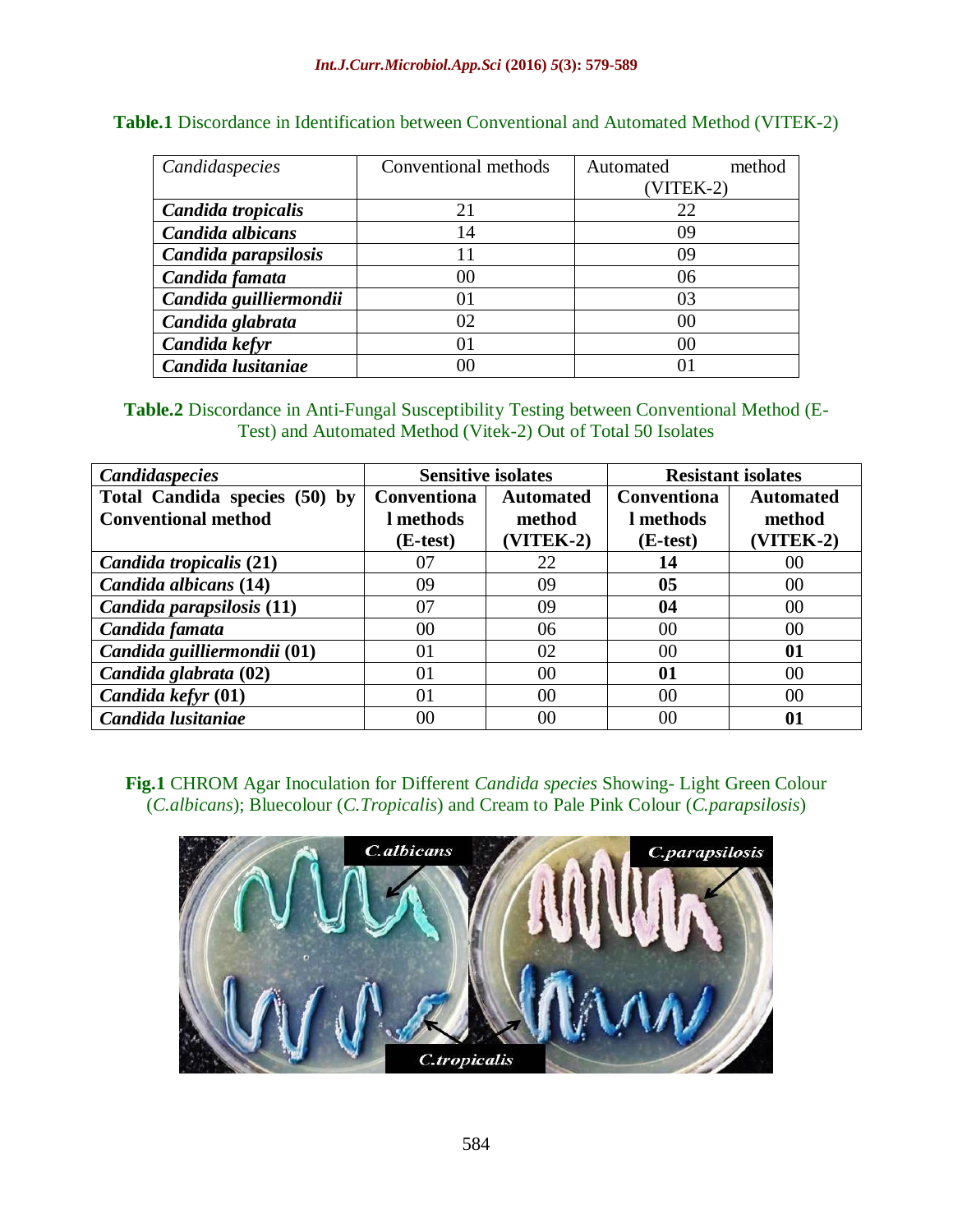**Table.1** Discordance in Identification between Conventional and Automated Method (VITEK-2)

| *Candidaspecies* | Conventional methods | Automated method (VITEK-2) |
|---|---|---|
| ***Candida tropicalis*** | 21 | 22 |
| ***Candida albicans*** | 14 | 09 |
| ***Candida parapsilosis*** | 11 | 09 |
| ***Candida famata*** | 00 | 06 |
| ***Candida guilliermondii*** | 01 | 03 |
| ***Candida glabrata*** | 02 | 00 |
| ***Candida kefyr*** | 01 | 00 |
| ***Candida lusitaniae*** | 00 | 01 |

**Table.2** Discordance in Anti-Fungal Susceptibility Testing between Conventional Method (E-Test) and Automated Method (Vitek-2) Out of Total 50 Isolates

| ***Candidaspecies*** | **Sensitive isolates** | | **Resistant isolates** | |
|---|---|---|---|---|
| **Total Candida species (50) by Conventional method** | **Conventional methods (E-test)** | **Automated method (VITEK-2)** | **Conventional methods (E-test)** | **Automated method (VITEK-2)** |
| ***Candida tropicalis* (21)** | 07 | 22 | **14** | 00 |
| ***Candida albicans* (14)** | 09 | 09 | **05** | 00 |
| ***Candida parapsilosis* (11)** | 07 | 09 | **04** | 00 |
| ***Candida famata*** | 00 | 06 | 00 | 00 |
| ***Candida guilliermondii* (01)** | 01 | 02 | 00 | **01** |
| ***Candida glabrata* (02)** | 01 | 00 | **01** | 00 |
| ***Candida kefyr* (01)** | 01 | 00 | 00 | 00 |
| ***Candida lusitaniae*** | 00 | 00 | 00 | **01** |

**Fig.1** CHROM Agar Inoculation for Different *Candida species* Showing- Light Green Colour (*C.albicans*); Bluecolour (*C.Tropicalis*) and Cream to Pale Pink Colour (*C.parapsilosis*)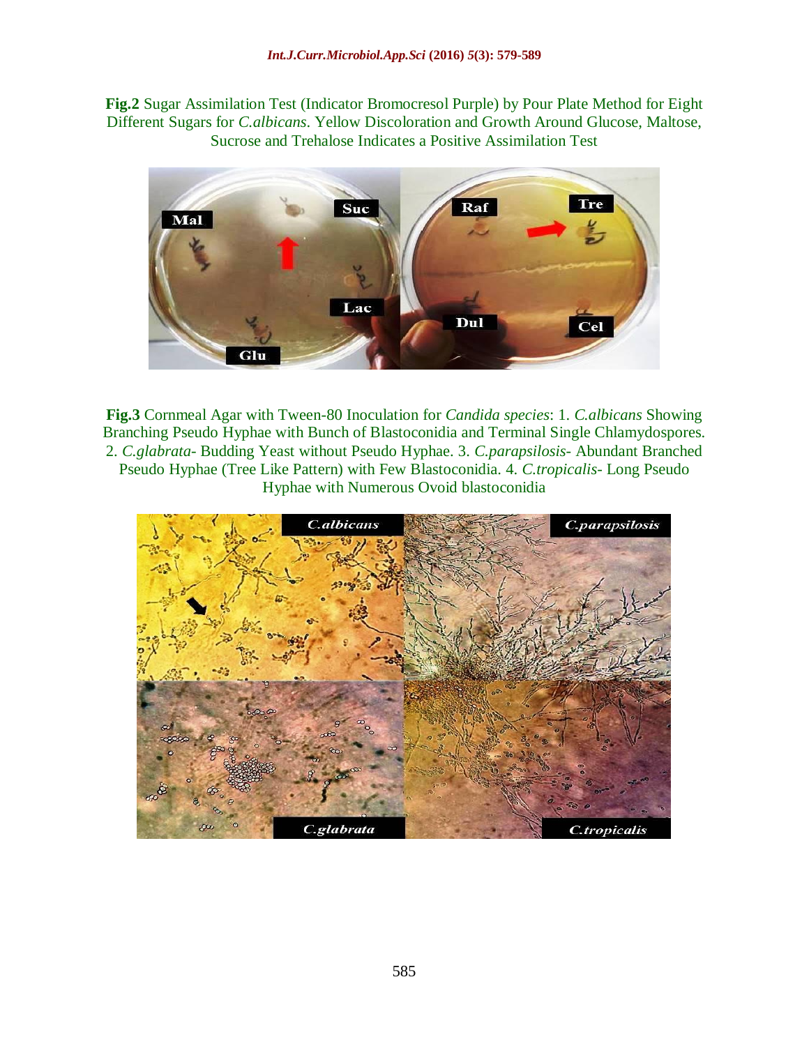**Fig.2** Sugar Assimilation Test (Indicator Bromocresol Purple) by Pour Plate Method for Eight Different Sugars for *C.albicans*. Yellow Discoloration and Growth Around Glucose, Maltose, Sucrose and Trehalose Indicates a Positive Assimilation Test

**Fig.3** Cornmeal Agar with Tween-80 Inoculation for *Candida species*: 1. *C.albicans* Showing Branching Pseudo Hyphae with Bunch of Blastoconidia and Terminal Single Chlamydospores. 2. *C.glabrata*- Budding Yeast without Pseudo Hyphae. 3. *C.parapsilosis*- Abundant Branched Pseudo Hyphae (Tree Like Pattern) with Few Blastoconidia. 4. *C.tropicalis*- Long Pseudo Hyphae with Numerous Ovoid blastoconidia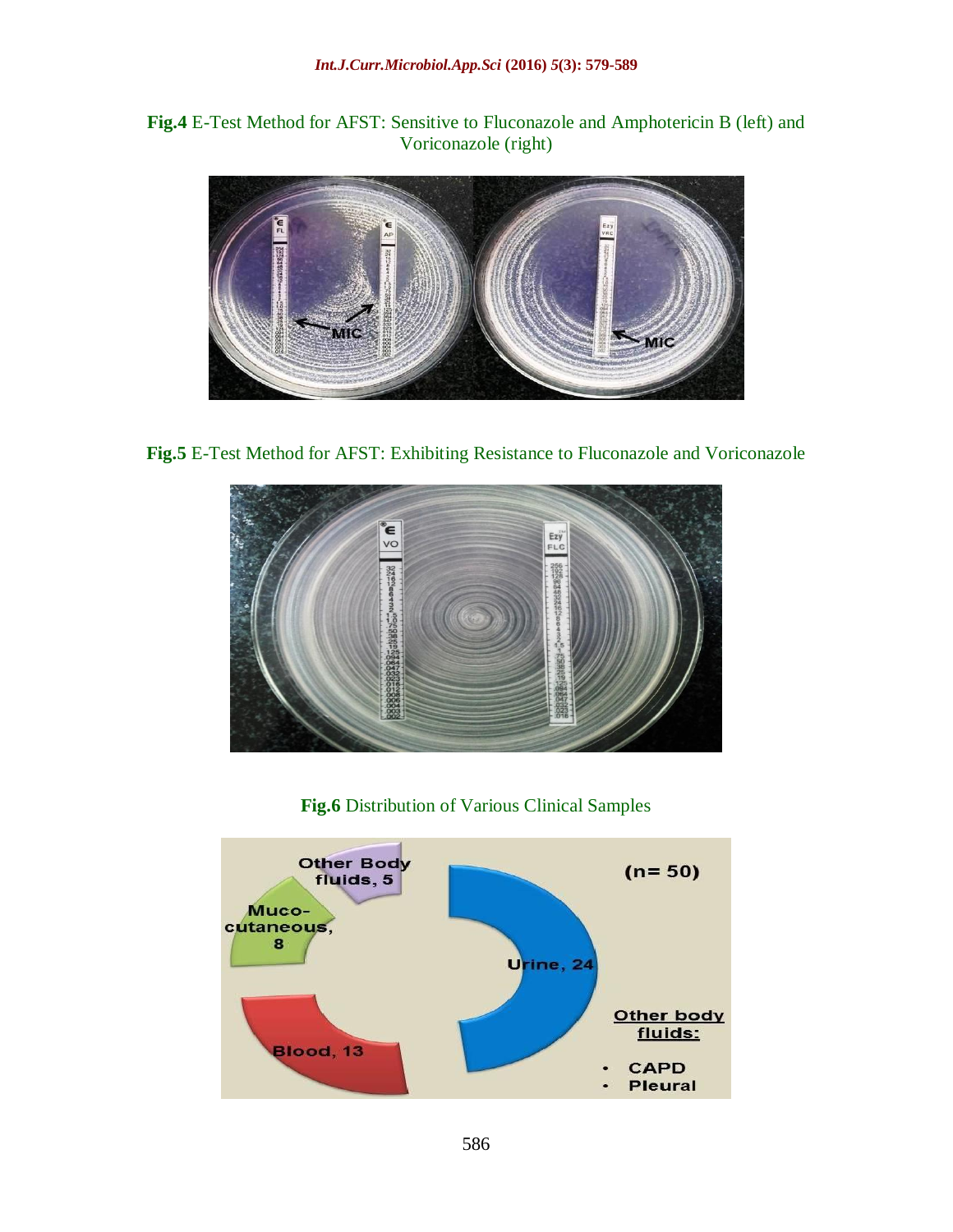**Fig.4** E-Test Method for AFST: Sensitive to Fluconazole and Amphotericin B (left) and Voriconazole (right)

**Fig.5** E-Test Method for AFST: Exhibiting Resistance to Fluconazole and Voriconazole

**Fig.6** Distribution of Various Clinical Samples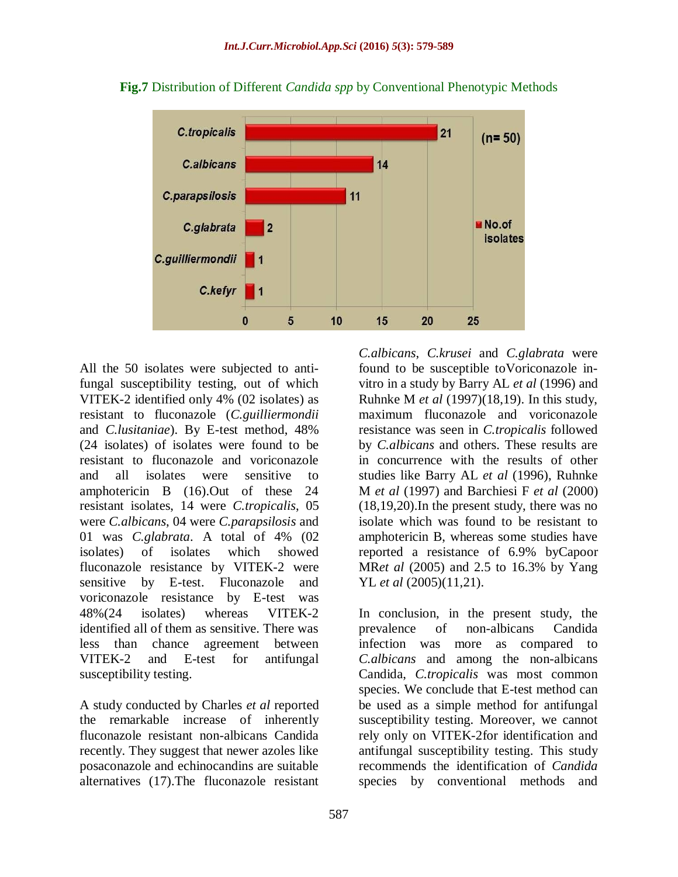**Fig.7** Distribution of Different *Candida spp* by Conventional Phenotypic Methods

| Species | No.of isolates |
|---|---|
| C.tropicalis | 21 |
| C.albicans | 14 |
| C.parapsilosis | 11 |
| C.glabrata | 2 |
| C.guilliermondii | 1 |
| C.kefyr | 1 |

(n= 50)

All the 50 isolates were subjected to anti-fungal susceptibility testing, out of which VITEK-2 identified only 4% (02 isolates) as resistant to fluconazole (*C.guilliermondii* and *C.lusitaniae*). By E-test method, 48% (24 isolates) of isolates were found to be resistant to fluconazole and voriconazole and all isolates were sensitive to amphotericin B (16).Out of these 24 resistant isolates, 14 were *C.tropicalis*, 05 were *C.albicans*, 04 were *C.parapsilosis* and 01 was *C.glabrata*. A total of 4% (02 isolates) of isolates which showed fluconazole resistance by VITEK-2 were sensitive by E-test. Fluconazole and voriconazole resistance by E-test was 48%(24 isolates) whereas VITEK-2 identified all of them as sensitive. There was less than chance agreement between VITEK-2 and E-test for antifungal susceptibility testing.

A study conducted by Charles *et al* reported the remarkable increase of inherently fluconazole resistant non-albicans Candida recently. They suggest that newer azoles like posaconazole and echinocandins are suitable alternatives (17).The fluconazole resistant *C.albicans*, *C.krusei* and *C.glabrata* were found to be susceptible toVoriconazole in-vitro in a study by Barry AL *et al* (1996) and Ruhnke M *et al* (1997)(18,19). In this study, maximum fluconazole and voriconazole resistance was seen in *C.tropicalis* followed by *C.albicans* and others. These results are in concurrence with the results of other studies like Barry AL *et al* (1996), Ruhnke M *et al* (1997) and Barchiesi F *et al* (2000) (18,19,20).In the present study, there was no isolate which was found to be resistant to amphotericin B, whereas some studies have reported a resistance of 6.9% byCapoor MR*et al* (2005) and 2.5 to 16.3% by Yang YL *et al* (2005)(11,21).

In conclusion, in the present study, the prevalence of non-albicans Candida infection was more as compared to *C.albicans* and among the non-albicans Candida, *C.tropicalis* was most common species. We conclude that E-test method can be used as a simple method for antifungal susceptibility testing. Moreover, we cannot rely only on VITEK-2for identification and antifungal susceptibility testing. This study recommends the identification of *Candida* species by conventional methods and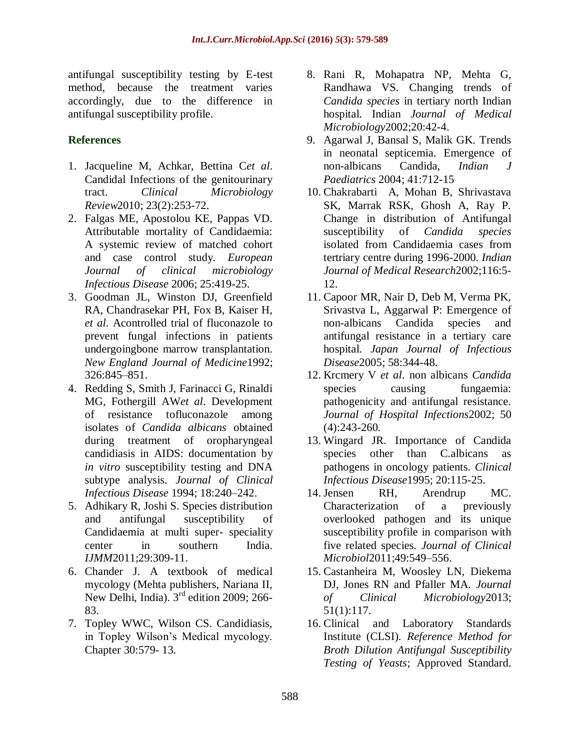antifungal susceptibility testing by E-test method, because the treatment varies accordingly, due to the difference in antifungal susceptibility profile.

## References

1. Jacqueline M, Achkar, Bettina C*et al*. Candidal Infections of the genitourinary tract. *Clinical Microbiology Review*2010; 23(2):253-72.
2. Falgas ME, Apostolou KE, Pappas VD. Attributable mortality of Candidaemia: A systemic review of matched cohort and case control study. *European Journal of clinical microbiology Infectious Disease* 2006; 25:419-25.
3. Goodman JL, Winston DJ, Greenfield RA, Chandrasekar PH, Fox B, Kaiser H, *et al*. Acontrolled trial of fluconazole to prevent fungal infections in patients undergoingbone marrow transplantation. *New England Journal of Medicine*1992; 326:845–851.
4. Redding S, Smith J, Farinacci G, Rinaldi MG, Fothergill AW*et al*. Development of resistance tofluconazole among isolates of *Candida albicans* obtained during treatment of oropharyngeal candidiasis in AIDS: documentation by *in vitro* susceptibility testing and DNA subtype analysis. *Journal of Clinical Infectious Disease* 1994; 18:240–242.
5. Adhikary R, Joshi S. Species distribution and antifungal susceptibility of Candidaemia at multi super- speciality center in southern India. *IJMM*2011;29:309-11.
6. Chander J. A textbook of medical mycology (Mehta publishers, Nariana II, New Delhi, India). 3rd edition 2009; 266-83.
7. Topley WWC, Wilson CS. Candidiasis, in Topley Wilson's Medical mycology. Chapter 30:579- 13.
8. Rani R, Mohapatra NP, Mehta G, Randhawa VS. Changing trends of *Candida species* in tertiary north Indian hospital. Indian *Journal of Medical Microbiology*2002;20:42-4.
9. Agarwal J, Bansal S, Malik GK. Trends in neonatal septicemia. Emergence of non-albicans Candida, *Indian J Paediatrics* 2004; 41:712-15
10. Chakrabarti A, Mohan B, Shrivastava SK, Marrak RSK, Ghosh A, Ray P. Change in distribution of Antifungal susceptibility of *Candida species* isolated from Candidaemia cases from tertriary centre during 1996-2000. *Indian Journal of Medical Research*2002;116:5-12.
11. Capoor MR, Nair D, Deb M, Verma PK, Srivastva L, Aggarwal P: Emergence of non-albicans Candida species and antifungal resistance in a tertiary care hospital. *Japan Journal of Infectious Disease*2005; 58:344-48.
12. Krcmery V *et al*. non albicans *Candida* species causing fungaemia: pathogenicity and antifungal resistance. *Journal of Hospital Infections*2002; 50 (4):243-260.
13. Wingard JR. Importance of Candida species other than C.albicans as pathogens in oncology patients. *Clinical Infectious Disease*1995; 20:115-25.
14. Jensen RH, Arendrup MC. Characterization of a previously overlooked pathogen and its unique susceptibility profile in comparison with five related species. *Journal of Clinical Microbiol*2011;49:549–556.
15. Castanheira M, Woosley LN, Diekema DJ, Jones RN and Pfaller MA. *Journal of Clinical Microbiology*2013; 51(1):117.
16. Clinical and Laboratory Standards Institute (CLSI). *Reference Method for Broth Dilution Antifungal Susceptibility Testing of Yeasts*; Approved Standard.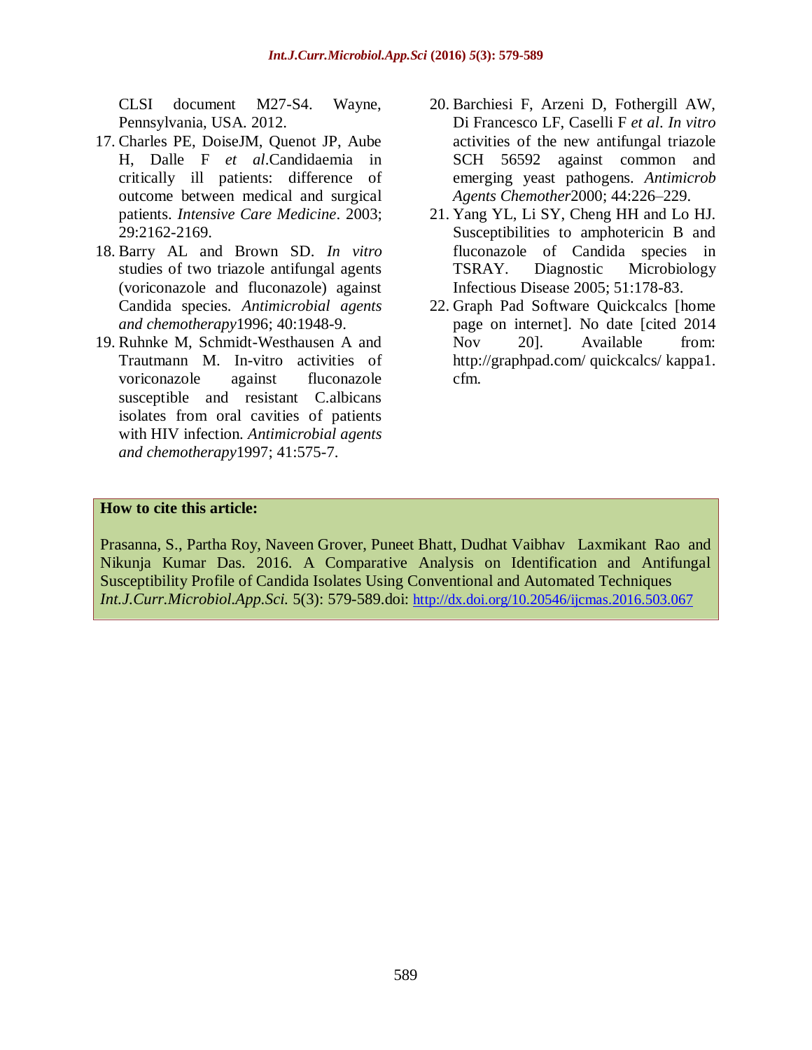CLSI document M27-S4. Wayne, Pennsylvania, USA. 2012.

17. Charles PE, DoiseJM, Quenot JP, Aube H, Dalle F *et al*.Candidaemia in critically ill patients: difference of outcome between medical and surgical patients. *Intensive Care Medicine*. 2003; 29:2162-2169.
18. Barry AL and Brown SD. *In vitro* studies of two triazole antifungal agents (voriconazole and fluconazole) against Candida species. *Antimicrobial agents and chemotherapy*1996; 40:1948-9.
19. Ruhnke M, Schmidt-Westhausen A and Trautmann M. In-vitro activities of voriconazole against fluconazole susceptible and resistant C.albicans isolates from oral cavities of patients with HIV infection. *Antimicrobial agents and chemotherapy*1997; 41:575-7.
20. Barchiesi F, Arzeni D, Fothergill AW, Di Francesco LF, Caselli F *et al*. *In vitro* activities of the new antifungal triazole SCH 56592 against common and emerging yeast pathogens. *Antimicrob Agents Chemother*2000; 44:226–229.
21. Yang YL, Li SY, Cheng HH and Lo HJ. Susceptibilities to amphotericin B and fluconazole of Candida species in TSRAY. Diagnostic Microbiology Infectious Disease 2005; 51:178-83.
22. Graph Pad Software Quickcalcs [home page on internet]. No date [cited 2014 Nov 20]. Available from: http://graphpad.com/ quickcalcs/ kappa1.cfm.

**How to cite this article:**

Prasanna, S., Partha Roy, Naveen Grover, Puneet Bhatt, Dudhat Vaibhav Laxmikant Rao and Nikunja Kumar Das. 2016. A Comparative Analysis on Identification and Antifungal Susceptibility Profile of Candida Isolates Using Conventional and Automated Techniques *Int.J.Curr.Microbiol.App.Sci.* 5(3): 579-589.doi: http://dx.doi.org/10.20546/ijcmas.2016.503.067